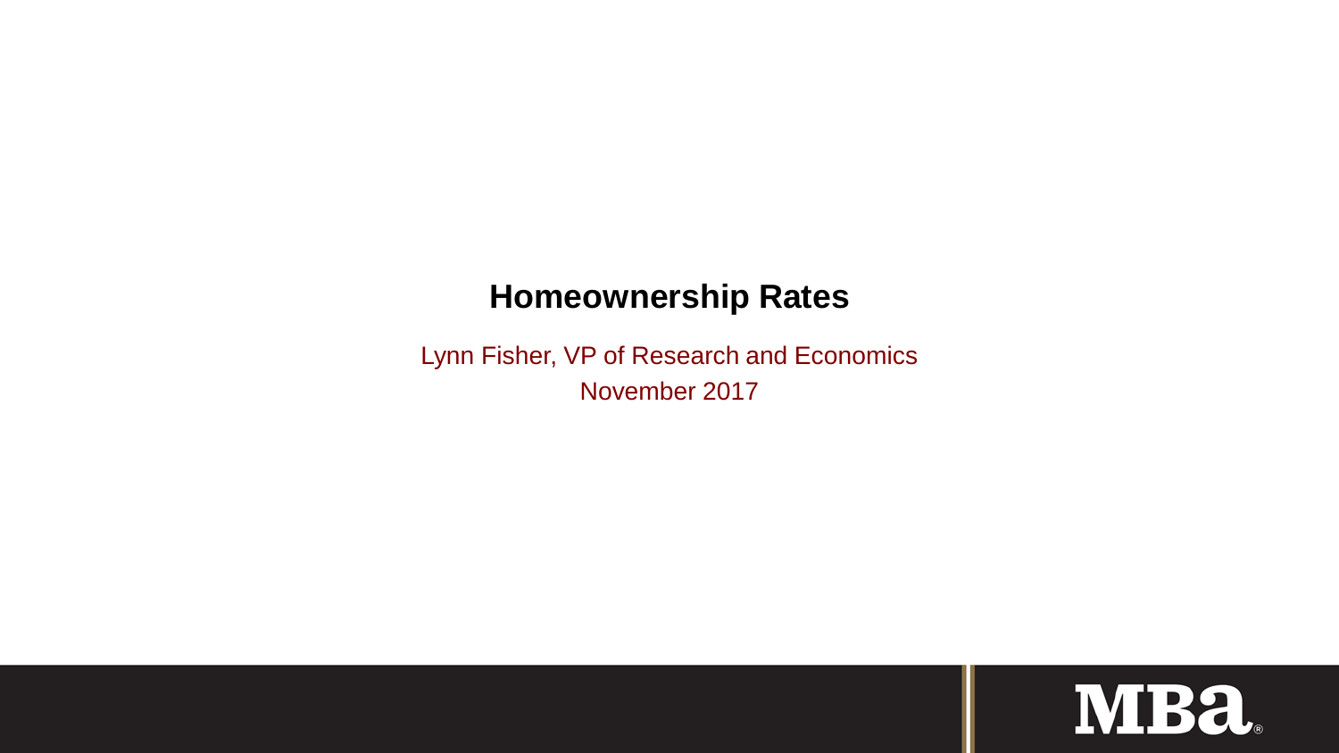# Homeownership Rates

Lynn Fisher, VP of Research and Economics

November 2017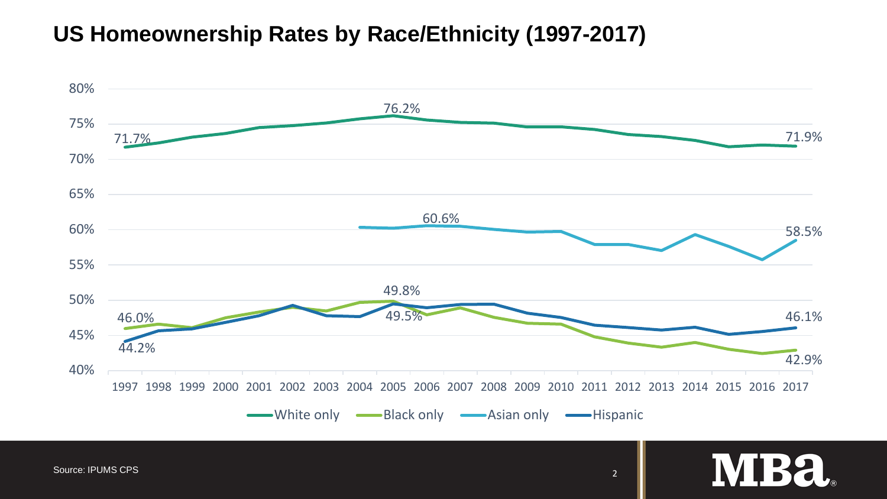# US Homeownership Rates by Race/Ethnicity (1997-2017)

80%
75%
70%
65%
60%
55%
50%
45%
40%

1997 1998 1999 2000 2001 2002 2003 2004 2005 2006 2007 2008 2009 2010 2011 2012 2013 2014 2015 2016 2017

71.7%
76.2%
71.9%
60.6%
58.5%
46.0%
44.2%
49.8%
49.5%
46.1%
42.9%

White only  Black only  Asian only  Hispanic

Source: IPUMS CPS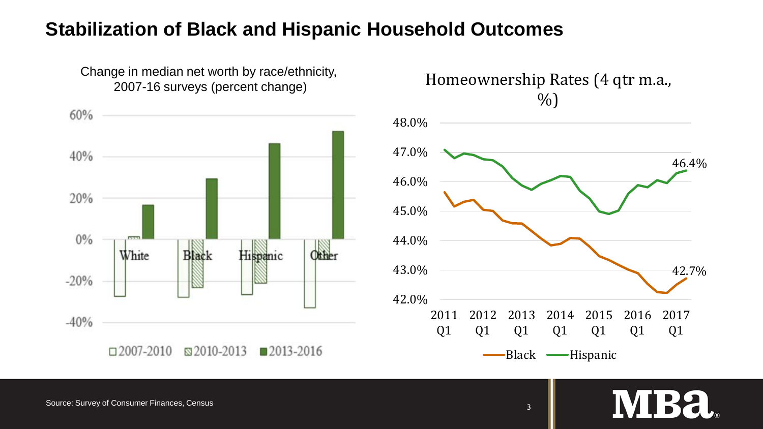# Stabilization of Black and Hispanic Household Outcomes

Change in median net worth by race/ethnicity, 2007-16 surveys (percent change)

60%
40%
20%
0%
-20%
-40%

White Black Hispanic Other

□2007-2010 ▧2010-2013 ■2013-2016

Homeownership Rates (4 qtr m.a., %)

48.0%
47.0%
46.0%
45.0%
44.0%
43.0%
42.0%

2011 Q1 2012 Q1 2013 Q1 2014 Q1 2015 Q1 2016 Q1 2017 Q1

46.4%

42.7%

Black Hispanic

Source: Survey of Consumer Finances, Census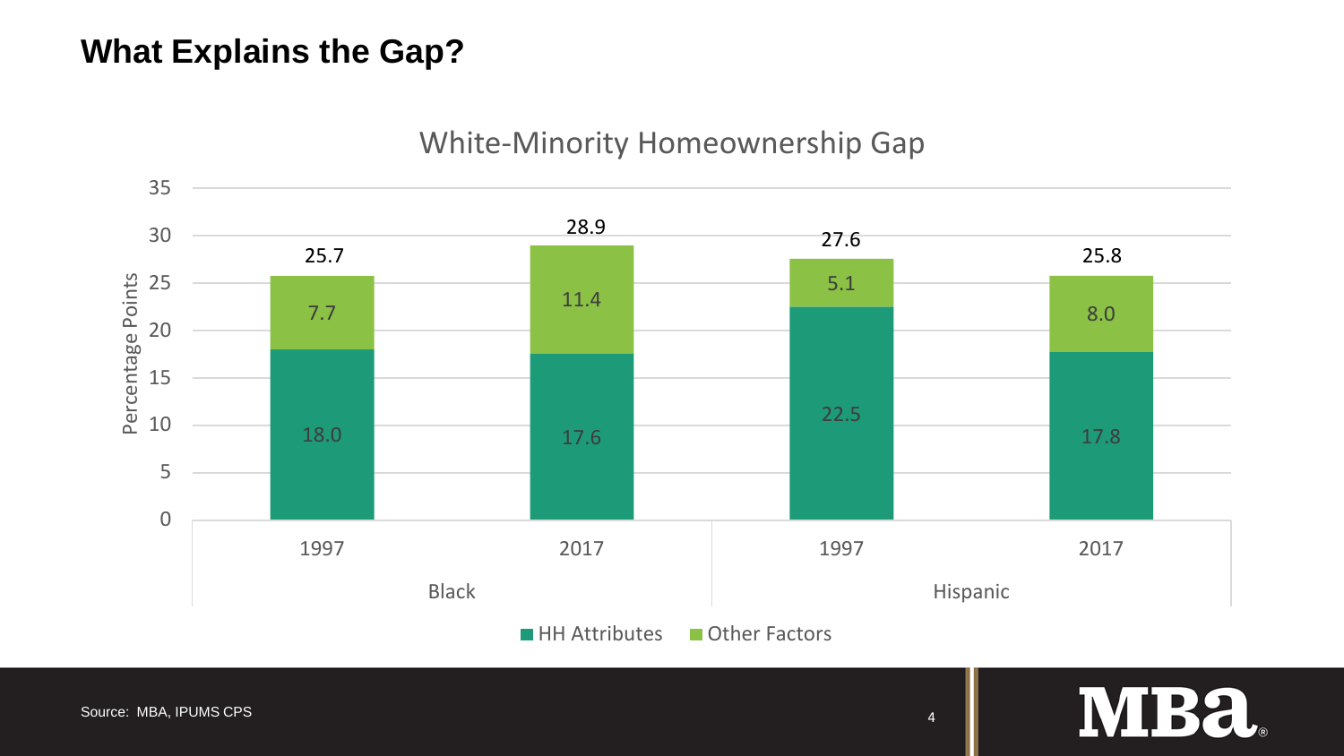# What Explains the Gap?

**White-Minority Homeownership Gap**

| Group | Year | HH Attributes | Other Factors | Total (Percentage Points) |
|---|---|---|---|---|
| Black | 1997 | 18.0 | 7.7 | 25.7 |
| Black | 2017 | 17.6 | 11.4 | 28.9 |
| Hispanic | 1997 | 22.5 | 5.1 | 27.6 |
| Hispanic | 2017 | 17.8 | 8.0 | 25.8 |

Source: MBA, IPUMS CPS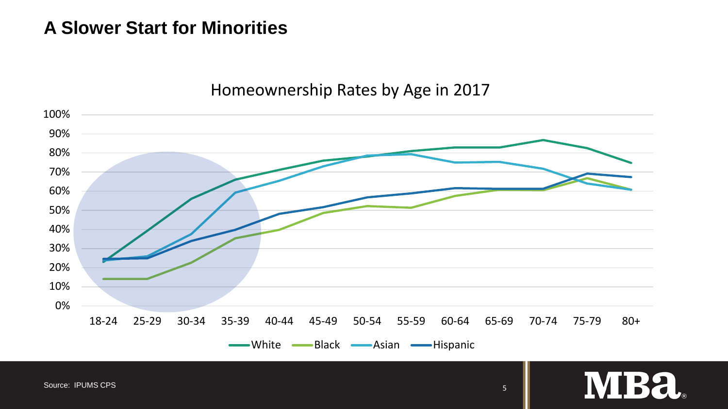# A Slower Start for Minorities

Homeownership Rates by Age in 2017

Source: IPUMS CPS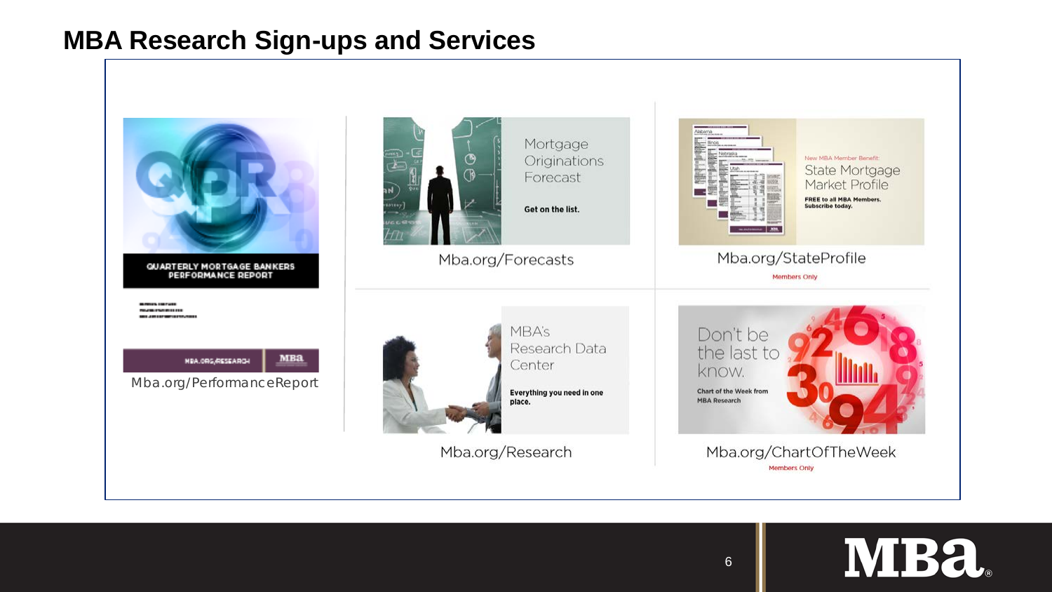## MBA Research Sign-ups and Services

QUARTERLY MORTGAGE BANKERS PERFORMANCE REPORT

Mba.org/PerformanceReport

Mortgage Originations Forecast

Get on the list.

Mba.org/Forecasts

New MBA Member Benefit:

State Mortgage Market Profile

FREE to all MBA Members. Subscribe today.

Mba.org/StateProfile

Members Only

MBA's Research Data Center

Everything you need in one place.

Mba.org/Research

Don't be the last to know.

Chart of the Week from MBA Research

Mba.org/ChartOfTheWeek

Members Only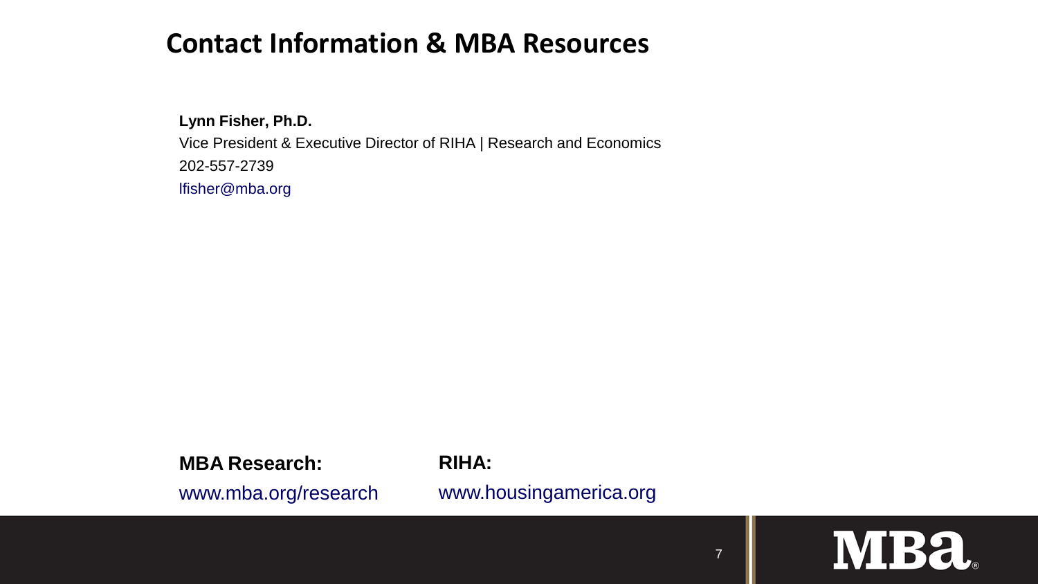# Contact Information & MBA Resources

**Lynn Fisher, Ph.D.**
Vice President & Executive Director of RIHA | Research and Economics
202-557-2739
lfisher@mba.org

**MBA Research:**
www.mba.org/research

**RIHA:**
www.housingamerica.org